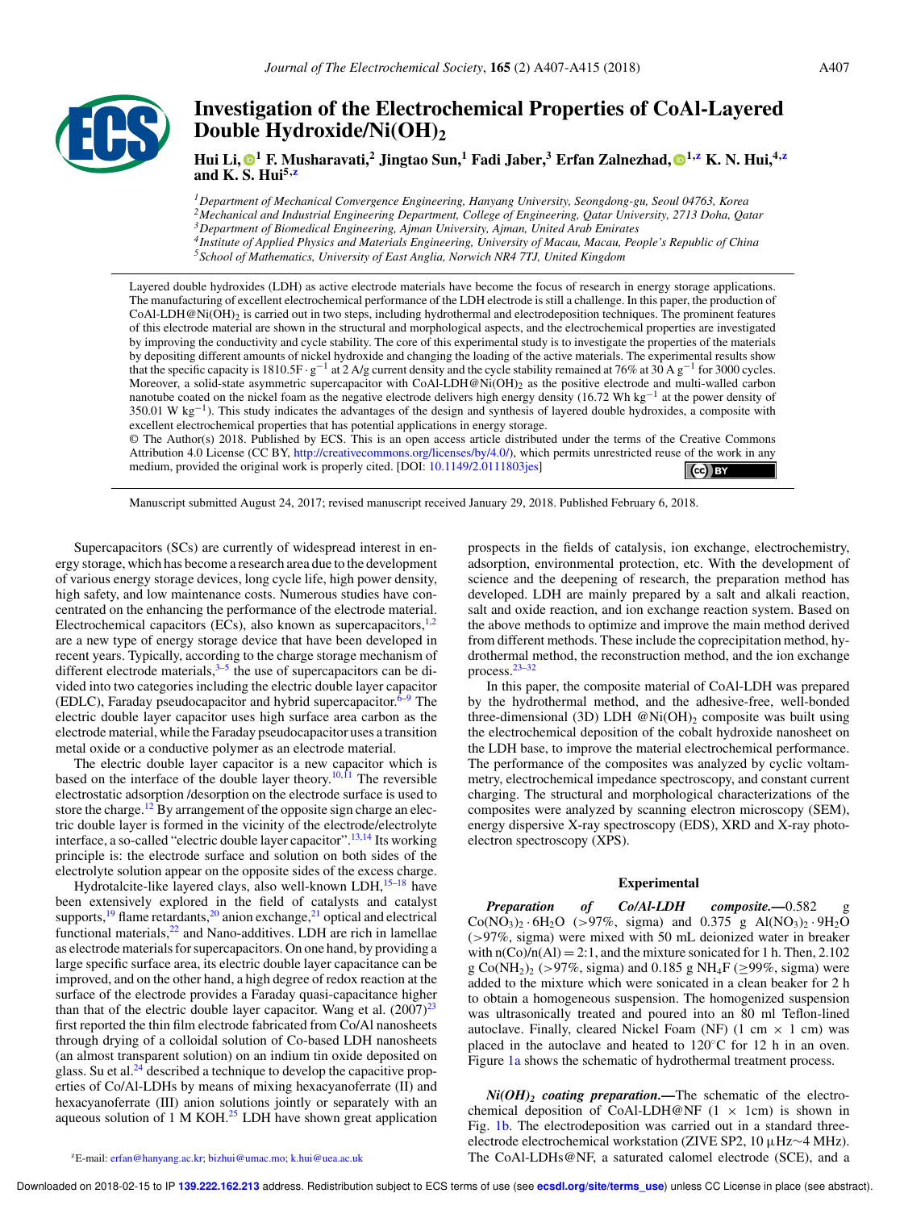# Investigation of the Electrochemical Properties of CoAl-Layered Double Hydroxide/Ni(OH)$_2$

**Hui Li,[1] F. Musharavati,[2] Jingtao Sun,[1] Fadi Jaber,[3] Erfan Zalnezhad,[1,z] K. N. Hui,[4,z] and K. S. Hui[5,z]**

[1]Department of Mechanical Convergence Engineering, Hanyang University, Seongdong-gu, Seoul 04763, Korea
[2]Mechanical and Industrial Engineering Department, College of Engineering, Qatar University, 2713 Doha, Qatar
[3]Department of Biomedical Engineering, Ajman University, Ajman, United Arab Emirates
[4]Institute of Applied Physics and Materials Engineering, University of Macau, Macau, People's Republic of China
[5]School of Mathematics, University of East Anglia, Norwich NR4 7TJ, United Kingdom

Layered double hydroxides (LDH) as active electrode materials have become the focus of research in energy storage applications. The manufacturing of excellent electrochemical performance of the LDH electrode is still a challenge. In this paper, the production of CoAl-LDH@Ni(OH)$_2$ is carried out in two steps, including hydrothermal and electrodeposition techniques. The prominent features of this electrode material are shown in the structural and morphological aspects, and the electrochemical properties are investigated by improving the conductivity and cycle stability. The core of this experimental study is to investigate the properties of the materials by depositing different amounts of nickel hydroxide and changing the loading of the active materials. The experimental results show that the specific capacity is 1810.5F $\cdot$ g$^{-1}$ at 2 A/g current density and the cycle stability remained at 76% at 30 A g$^{-1}$ for 3000 cycles. Moreover, a solid-state asymmetric supercapacitor with CoAl-LDH@Ni(OH)$_2$ as the positive electrode and multi-walled carbon nanotube coated on the nickel foam as the negative electrode delivers high energy density (16.72 Wh kg$^{-1}$ at the power density of 350.01 W kg$^{-1}$). This study indicates the advantages of the design and synthesis of layered double hydroxides, a composite with excellent electrochemical properties that has potential applications in energy storage.

© The Author(s) 2018. Published by ECS. This is an open access article distributed under the terms of the Creative Commons Attribution 4.0 License (CC BY, http://creativecommons.org/licenses/by/4.0/), which permits unrestricted reuse of the work in any medium, provided the original work is properly cited. [DOI: 10.1149/2.0111803jes]

Manuscript submitted August 24, 2017; revised manuscript received January 29, 2018. Published February 6, 2018.

Supercapacitors (SCs) are currently of widespread interest in energy storage, which has become a research area due to the development of various energy storage devices, long cycle life, high power density, high safety, and low maintenance costs. Numerous studies have concentrated on the enhancing the performance of the electrode material. Electrochemical capacitors (ECs), also known as supercapacitors,[1,2] are a new type of energy storage device that have been developed in recent years. Typically, according to the charge storage mechanism of different electrode materials,[3–5] the use of supercapacitors can be divided into two categories including the electric double layer capacitor (EDLC), Faraday pseudocapacitor and hybrid supercapacitor.[6–9] The electric double layer capacitor uses high surface area carbon as the electrode material, while the Faraday pseudocapacitor uses a transition metal oxide or a conductive polymer as an electrode material.

The electric double layer capacitor is a new capacitor which is based on the interface of the double layer theory.[10,11] The reversible electrostatic adsorption /desorption on the electrode surface is used to store the charge.[12] By arrangement of the opposite sign charge an electric double layer is formed in the vicinity of the electrode/electrolyte interface, a so-called "electric double layer capacitor".[13,14] Its working principle is: the electrode surface and solution on both sides of the electrolyte solution appear on the opposite sides of the excess charge.

Hydrotalcite-like layered clays, also well-known LDH,[15–18] have been extensively explored in the field of catalysts and catalyst supports,[19] flame retardants,[20] anion exchange,[21] optical and electrical functional materials,[22] and Nano-additives. LDH are rich in lamellae as electrode materials for supercapacitors. On one hand, by providing a large specific surface area, its electric double layer capacitance can be improved, and on the other hand, a high degree of redox reaction at the surface of the electrode provides a Faraday quasi-capacitance higher than that of the electric double layer capacitor. Wang et al. (2007)[23] first reported the thin film electrode fabricated from Co/Al nanosheets through drying of a colloidal solution of Co-based LDH nanosheets (an almost transparent solution) on an indium tin oxide deposited on glass. Su et al.[24] described a technique to develop the capacitive properties of Co/Al-LDHs by means of mixing hexacyanoferrate (II) and hexacyanoferrate (III) anion solutions jointly or separately with an aqueous solution of 1 M KOH.[25] LDH have shown great application prospects in the fields of catalysis, ion exchange, electrochemistry, adsorption, environmental protection, etc. With the development of science and the deepening of research, the preparation method has developed. LDH are mainly prepared by a salt and alkali reaction, salt and oxide reaction, and ion exchange reaction system. Based on the above methods to optimize and improve the main method derived from different methods. These include the coprecipitation method, hydrothermal method, the reconstruction method, and the ion exchange process.[23–32]

In this paper, the composite material of CoAl-LDH was prepared by the hydrothermal method, and the adhesive-free, well-bonded three-dimensional (3D) LDH @Ni(OH)$_2$ composite was built using the electrochemical deposition of the cobalt hydroxide nanosheet on the LDH base, to improve the material electrochemical performance. The performance of the composites was analyzed by cyclic voltammetry, electrochemical impedance spectroscopy, and constant current charging. The structural and morphological characterizations of the composites were analyzed by scanning electron microscopy (SEM), energy dispersive X-ray spectroscopy (EDS), XRD and X-ray photoelectron spectroscopy (XPS).

## Experimental

***Preparation of Co/Al-LDH composite.***—0.582 g $Co(NO_3)_2 \cdot 6H_2O$ (>97%, sigma) and 0.375 g $Al(NO_3)_2 \cdot 9H_2O$ (>97%, sigma) were mixed with 50 mL deionized water in breaker with n(Co)/n(Al) = 2:1, and the mixture sonicated for 1 h. Then, 2.102 g $Co(NH_2)_2$ (>97%, sigma) and 0.185 g $NH_4F$ (≥99%, sigma) were added to the mixture which were sonicated in a clean beaker for 2 h to obtain a homogeneous suspension. The homogenized suspension was ultrasonically treated and poured into an 80 ml Teflon-lined autoclave. Finally, cleared Nickel Foam (NF) (1 cm × 1 cm) was placed in the autoclave and heated to 120°C for 12 h in an oven. Figure 1a shows the schematic of hydrothermal treatment process.

***Ni(OH)$_2$ coating preparation.***—The schematic of the electrochemical deposition of CoAl-LDH@NF (1 × 1cm) is shown in Fig. 1b. The electrodeposition was carried out in a standard three-electrode electrochemical workstation (ZIVE SP2, 10 μHz∼4 MHz). The CoAl-LDHs@NF, a saturated calomel electrode (SCE), and a

[z]E-mail: erfan@hanyang.ac.kr; bizhui@umac.mo; k.hui@uea.ac.uk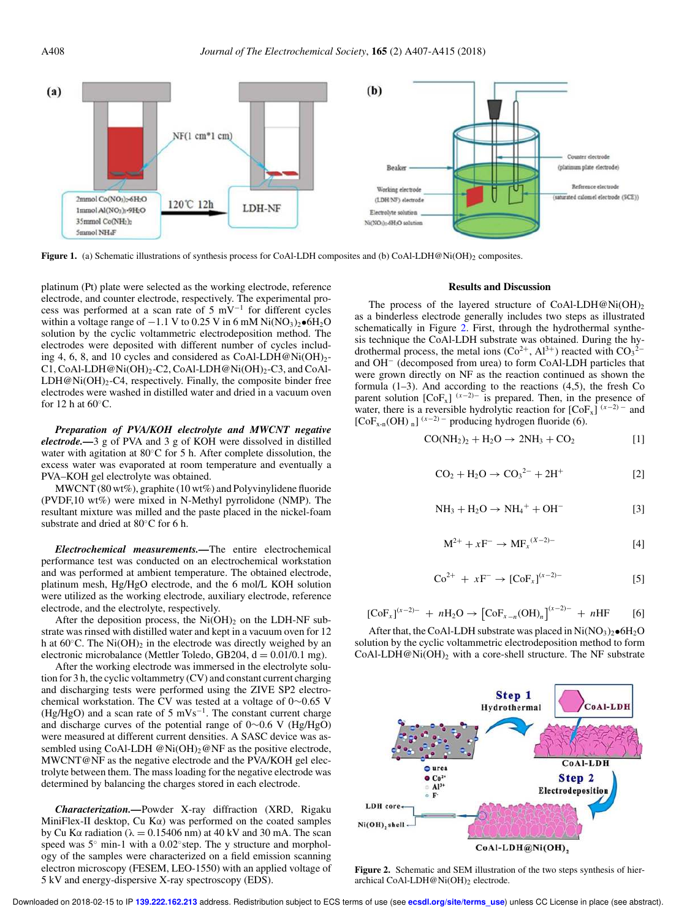Figure 1. (a) Schematic illustrations of synthesis process for CoAl-LDH composites and (b) CoAl-LDH@$Ni(OH)_2$ composites.

platinum (Pt) plate were selected as the working electrode, reference electrode, and counter electrode, respectively. The experimental process was performed at a scan rate of 5 $mV^{-1}$ for different cycles within a voltage range of −1.1 V to 0.25 V in 6 mM $Ni(NO_3)_2$•$6H_2O$ solution by the cyclic voltammetric electrodeposition method. The electrodes were deposited with different number of cycles including 4, 6, 8, and 10 cycles and considered as CoAl-LDH@$Ni(OH)_2$-C1, CoAl-LDH@$Ni(OH)_2$-C2, CoAl-LDH@$Ni(OH)_2$-C3, and CoAl-LDH@$Ni(OH)_2$-C4, respectively. Finally, the composite binder free electrodes were washed in distilled water and dried in a vacuum oven for 12 h at 60°C.

***Preparation of PVA/KOH electrolyte and MWCNT negative electrode.***—3 g of PVA and 3 g of KOH were dissolved in distilled water with agitation at 80°C for 5 h. After complete dissolution, the excess water was evaporated at room temperature and eventually a PVA–KOH gel electrolyte was obtained.

MWCNT (80 wt%), graphite (10 wt%) and Polyvinylidene fluoride (PVDF,10 wt%) were mixed in N-Methyl pyrrolidone (NMP). The resultant mixture was milled and the paste placed in the nickel-foam substrate and dried at 80°C for 6 h.

***Electrochemical measurements.***—The entire electrochemical performance test was conducted on an electrochemical workstation and was performed at ambient temperature. The obtained electrode, platinum mesh, Hg/HgO electrode, and the 6 mol/L KOH solution were utilized as the working electrode, auxiliary electrode, reference electrode, and the electrolyte, respectively.

After the deposition process, the $Ni(OH)_2$ on the LDH-NF substrate was rinsed with distilled water and kept in a vacuum oven for 12 h at 60°C. The $Ni(OH)_2$ in the electrode was directly weighed by an electronic microbalance (Mettler Toledo, GB204, d = 0.01/0.1 mg).

After the working electrode was immersed in the electrolyte solution for 3 h, the cyclic voltammetry (CV) and constant current charging and discharging tests were performed using the ZIVE SP2 electrochemical workstation. The CV was tested at a voltage of 0∼0.65 V (Hg/HgO) and a scan rate of 5 $mVs^{-1}$. The constant current charge and discharge curves of the potential range of 0∼0.6 V (Hg/HgO) were measured at different current densities. A SASC device was assembled using CoAl-LDH @$Ni(OH)_2$@NF as the positive electrode, MWCNT@NF as the negative electrode and the PVA/KOH gel electrolyte between them. The mass loading for the negative electrode was determined by balancing the charges stored in each electrode.

***Characterization.***—Powder X-ray diffraction (XRD, Rigaku MiniFlex-II desktop, Cu Kα) was performed on the coated samples by Cu Kα radiation (λ = 0.15406 nm) at 40 kV and 30 mA. The scan speed was 5° min-1 with a 0.02°step. The y structure and morphology of the samples were characterized on a field emission scanning electron microscope (FESEM, LEO-1550) with an applied voltage of 5 kV and energy-dispersive X-ray spectroscopy (EDS).

## Results and Discussion

The process of the layered structure of CoAl-LDH@$Ni(OH)_2$ as a binderless electrode generally includes two steps as illustrated schematically in Figure 2. First, through the hydrothermal synthesis technique the CoAl-LDH substrate was obtained. During the hydrothermal process, the metal ions ($Co^{2+}$, $Al^{3+}$) reacted with $CO_3^{2-}$ and $OH^-$ (decomposed from urea) to form CoAl-LDH particles that were grown directly on NF as the reaction continued as shown the formula (1–3). And according to the reactions (4,5), the fresh Co parent solution $[CoF_x]^{(x-2)-}$ is prepared. Then, in the presence of water, there is a reversible hydrolytic reaction for $[CoF_x]^{(x-2)-}$ and $[CoF_{x-n}(OH)_n]^{(x-2)-}$ producing hydrogen fluoride (6).

$$CO(NH_2)_2 + H_2O \rightarrow 2NH_3 + CO_2 \quad [1]$$

$$CO_2 + H_2O \rightarrow CO_3^{2-} + 2H^+ \quad [2]$$

$$NH_3 + H_2O \rightarrow NH_4^+ + OH^- \quad [3]$$

$$M^{2+} + xF^- \rightarrow MF_x^{(X-2)-} \quad [4]$$

$$Co^{2+} + xF^- \rightarrow [CoF_x]^{(x-2)-} \quad [5]$$

$$[CoF_x]^{(x-2)-} + nH_2O \rightarrow \left[CoF_{x-n}(OH)_n\right]^{(x-2)-} + nHF \quad [6]$$

After that, the CoAl-LDH substrate was placed in $Ni(NO_3)_2$•$6H_2O$ solution by the cyclic voltammetric electrodeposition method to form CoAl-LDH@$Ni(OH)_2$ with a core-shell structure. The NF substrate

Figure 2. Schematic and SEM illustration of the two steps synthesis of hierarchical CoAl-LDH@$Ni(OH)_2$ electrode.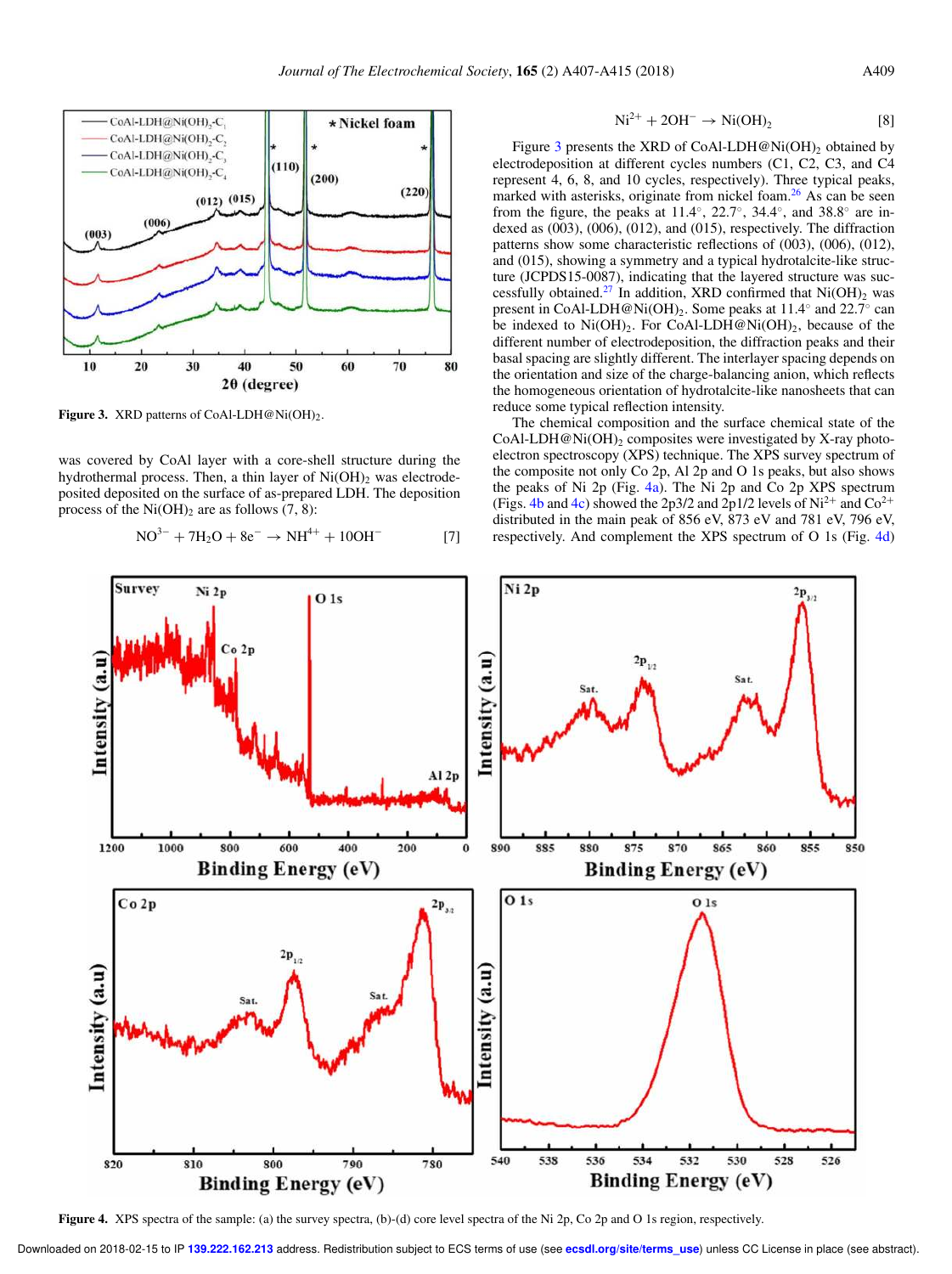Figure 3. XRD patterns of CoAl-LDH@Ni(OH)$_2$.

was covered by CoAl layer with a core-shell structure during the hydrothermal process. Then, a thin layer of Ni(OH)$_2$ was electrodeposited deposited on the surface of as-prepared LDH. The deposition process of the Ni(OH)$_2$ are as follows (7, 8):

$$NO^{3-} + 7H_2O + 8e^- \rightarrow NH^{4+} + 10OH^- \quad [7]$$

$$Ni^{2+} + 2OH^- \rightarrow Ni(OH)_2 \quad [8]$$

Figure 3 presents the XRD of CoAl-LDH@Ni(OH)$_2$ obtained by electrodeposition at different cycles numbers (C1, C2, C3, and C4 represent 4, 6, 8, and 10 cycles, respectively). Three typical peaks, marked with asterisks, originate from nickel foam.[26] As can be seen from the figure, the peaks at 11.4°, 22.7°, 34.4°, and 38.8° are indexed as (003), (006), (012), and (015), respectively. The diffraction patterns show some characteristic reflections of (003), (006), (012), and (015), showing a symmetry and a typical hydrotalcite-like structure (JCPDS15-0087), indicating that the layered structure was successfully obtained.[27] In addition, XRD confirmed that Ni(OH)$_2$ was present in CoAl-LDH@Ni(OH)$_2$. Some peaks at 11.4° and 22.7° can be indexed to Ni(OH)$_2$. For CoAl-LDH@Ni(OH)$_2$, because of the different number of electrodeposition, the diffraction peaks and their basal spacing are slightly different. The interlayer spacing depends on the orientation and size of the charge-balancing anion, which reflects the homogeneous orientation of hydrotalcite-like nanosheets that can reduce some typical reflection intensity.

The chemical composition and the surface chemical state of the CoAl-LDH@Ni(OH)$_2$ composites were investigated by X-ray photoelectron spectroscopy (XPS) technique. The XPS survey spectrum of the composite not only Co 2p, Al 2p and O 1s peaks, but also shows the peaks of Ni 2p (Fig. 4a). The Ni 2p and Co 2p XPS spectrum (Figs. 4b and 4c) showed the 2p3/2 and 2p1/2 levels of $Ni^{2+}$ and $Co^{2+}$ distributed in the main peak of 856 eV, 873 eV and 781 eV, 796 eV, respectively. And complement the XPS spectrum of O 1s (Fig. 4d)

Figure 4. XPS spectra of the sample: (a) the survey spectra, (b)-(d) core level spectra of the Ni 2p, Co 2p and O 1s region, respectively.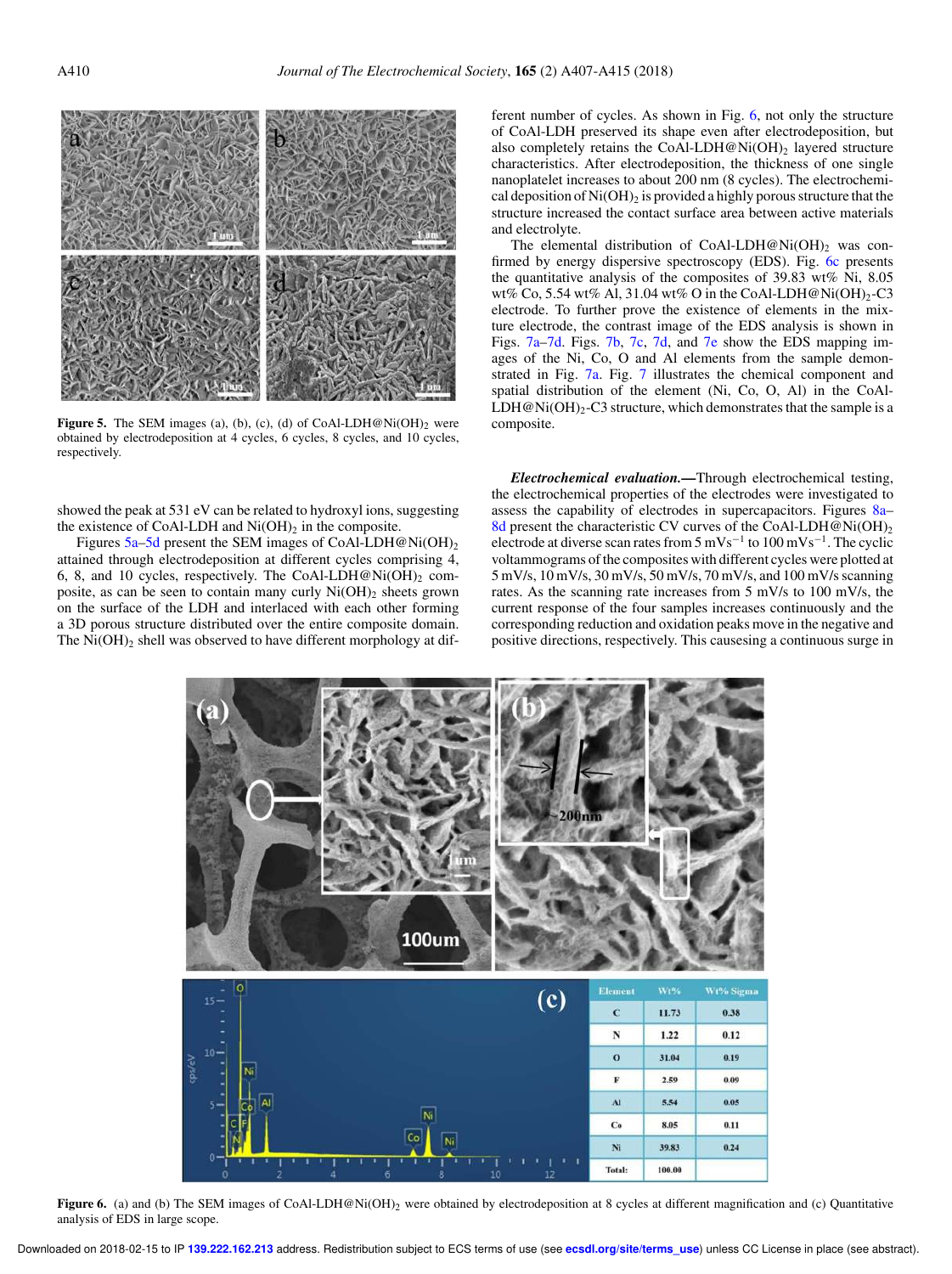Figure 5. The SEM images (a), (b), (c), (d) of CoAl-LDH@$Ni(OH)_2$ were obtained by electrodeposition at 4 cycles, 6 cycles, 8 cycles, and 10 cycles, respectively.

showed the peak at 531 eV can be related to hydroxyl ions, suggesting the existence of CoAl-LDH and $Ni(OH)_2$ in the composite.

Figures 5a–5d present the SEM images of CoAl-LDH@$Ni(OH)_2$ attained through electrodeposition at different cycles comprising 4, 6, 8, and 10 cycles, respectively. The CoAl-LDH@$Ni(OH)_2$ composite, as can be seen to contain many curly $Ni(OH)_2$ sheets grown on the surface of the LDH and interlaced with each other forming a 3D porous structure distributed over the entire composite domain. The $Ni(OH)_2$ shell was observed to have different morphology at different number of cycles. As shown in Fig. 6, not only the structure of CoAl-LDH preserved its shape even after electrodeposition, but also completely retains the CoAl-LDH@$Ni(OH)_2$ layered structure characteristics. After electrodeposition, the thickness of one single nanoplatelet increases to about 200 nm (8 cycles). The electrochemical deposition of $Ni(OH)_2$ is provided a highly porous structure that the structure increased the contact surface area between active materials and electrolyte.

The elemental distribution of CoAl-LDH@$Ni(OH)_2$ was confirmed by energy dispersive spectroscopy (EDS). Fig. 6c presents the quantitative analysis of the composites of 39.83 wt% Ni, 8.05 wt% Co, 5.54 wt% Al, 31.04 wt% O in the CoAl-LDH@$Ni(OH)_2$-C3 electrode. To further prove the existence of elements in the mixture electrode, the contrast image of the EDS analysis is shown in Figs. 7a–7d. Figs. 7b, 7c, 7d, and 7e show the EDS mapping images of the Ni, Co, O and Al elements from the sample demonstrated in Fig. 7a. Fig. 7 illustrates the chemical component and spatial distribution of the element (Ni, Co, O, Al) in the CoAl-LDH@$Ni(OH)_2$-C3 structure, which demonstrates that the sample is a composite.

***Electrochemical evaluation.***—Through electrochemical testing, the electrochemical properties of the electrodes were investigated to assess the capability of electrodes in supercapacitors. Figures 8a–8d present the characteristic CV curves of the CoAl-LDH@$Ni(OH)_2$ electrode at diverse scan rates from 5 $mVs^{-1}$ to 100 $mVs^{-1}$. The cyclic voltammograms of the composites with different cycles were plotted at 5 mV/s, 10 mV/s, 30 mV/s, 50 mV/s, 70 mV/s, and 100 mV/s scanning rates. As the scanning rate increases from 5 mV/s to 100 mV/s, the current response of the four samples increases continuously and the corresponding reduction and oxidation peaks move in the negative and positive directions, respectively. This causing a continuous surge in

| Element | Wt% | Wt% Sigma |
|---|---|---|
| C | 11.73 | 0.38 |
| N | 1.22 | 0.12 |
| O | 31.04 | 0.19 |
| F | 2.59 | 0.09 |
| Al | 5.54 | 0.05 |
| Co | 8.05 | 0.11 |
| Ni | 39.83 | 0.24 |
| Total: | 100.00 | |

Figure 6. (a) and (b) The SEM images of CoAl-LDH@$Ni(OH)_2$ were obtained by electrodeposition at 8 cycles at different magnification and (c) Quantitative analysis of EDS in large scope.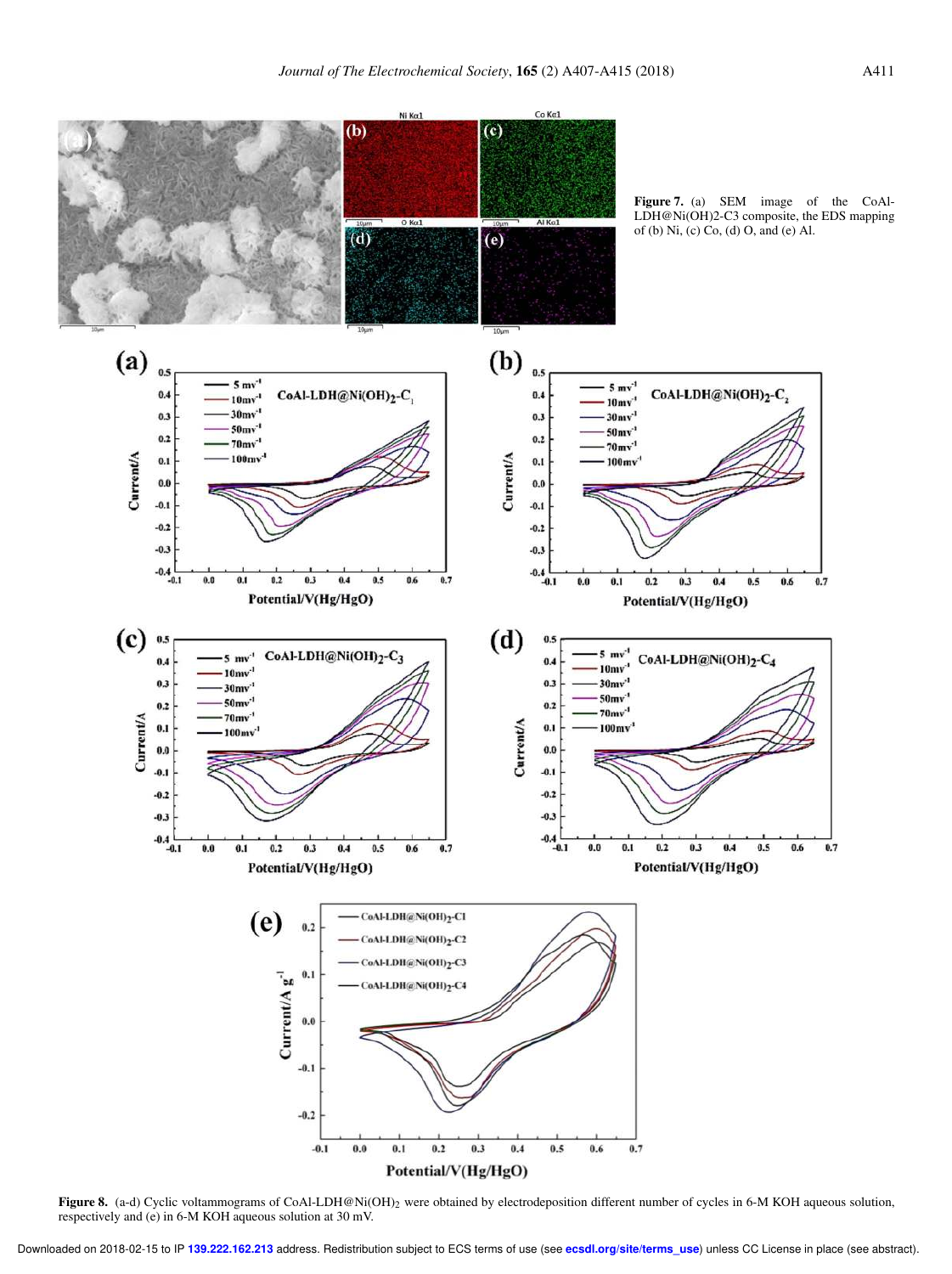**Figure 7.** (a) SEM image of the CoAl-LDH@Ni(OH)2-C3 composite, the EDS mapping of (b) Ni, (c) Co, (d) O, and (e) Al.

**Figure 8.** (a-d) Cyclic voltammograms of CoAl-LDH@Ni$(OH)_2$ were obtained by electrodeposition different number of cycles in 6-M KOH aqueous solution, respectively and (e) in 6-M KOH aqueous solution at 30 mV.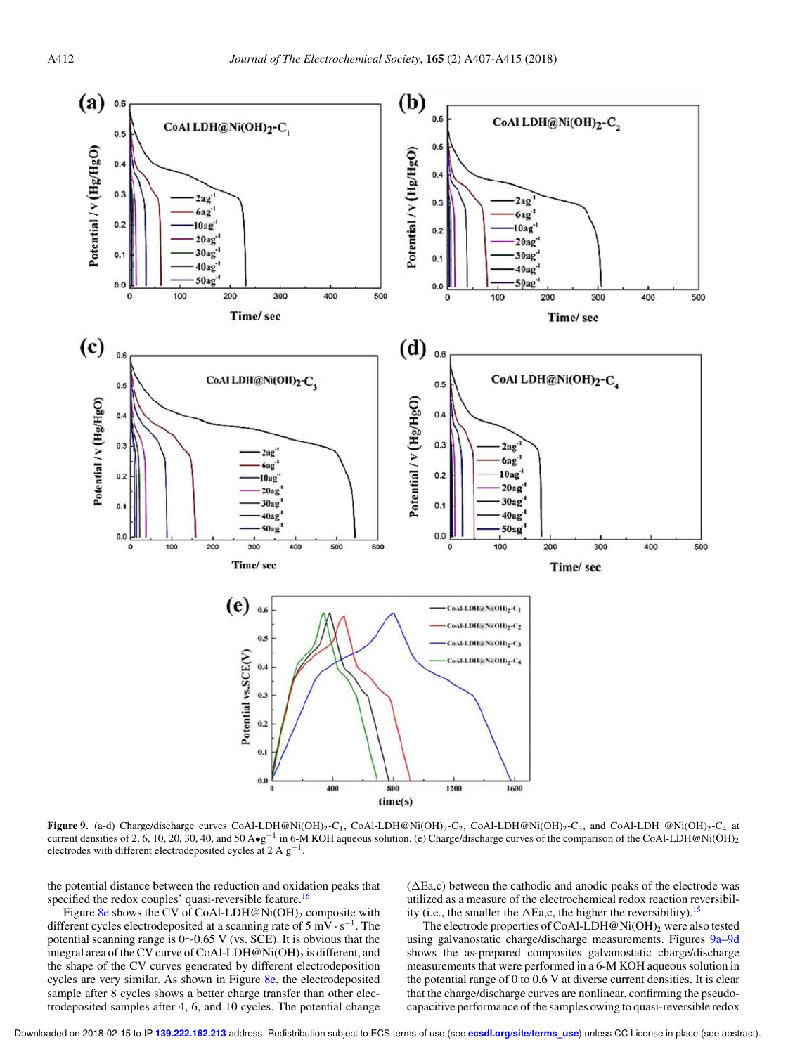**Figure 9.** (a-d) Charge/discharge curves CoAl-LDH@Ni$(OH)_2$-$C_1$, CoAl-LDH@Ni$(OH)_2$-$C_2$, CoAl-LDH@Ni$(OH)_2$-$C_3$, and CoAl-LDH @Ni$(OH)_2$-$C_4$ at current densities of 2, 6, 10, 20, 30, 40, and 50 A•g$^{-1}$ in 6-M KOH aqueous solution. (e) Charge/discharge curves of the comparison of the CoAl-LDH@Ni$(OH)_2$ electrodes with different electrodeposited cycles at 2 A g$^{-1}$.

the potential distance between the reduction and oxidation peaks that specified the redox couples' quasi-reversible feature.[16]

Figure 8e shows the CV of CoAl-LDH@Ni$(OH)_2$ composite with different cycles electrodeposited at a scanning rate of 5 mV $\cdot$ s$^{-1}$. The potential scanning range is 0~0.65 V (vs. SCE). It is obvious that the integral area of the CV curve of CoAl-LDH@Ni$(OH)_2$ is different, and the shape of the CV curves generated by different electrodeposition cycles are very similar. As shown in Figure 8e, the electrodeposited sample after 8 cycles shows a better charge transfer than other electrodeposited samples after 4, 6, and 10 cycles. The potential change ($\Delta$Ea,c) between the cathodic and anodic peaks of the electrode was utilized as a measure of the electrochemical redox reaction reversibility (i.e., the smaller the $\Delta$Ea,c, the higher the reversibility).[15]

The electrode properties of CoAl-LDH@Ni$(OH)_2$ were also tested using galvanostatic charge/discharge measurements. Figures 9a–9d shows the as-prepared composites galvanostatic charge/discharge measurements that were performed in a 6-M KOH aqueous solution in the potential range of 0 to 0.6 V at diverse current densities. It is clear that the charge/discharge curves are nonlinear, confirming the pseudo-capacitive performance of the samples owing to quasi-reversible redox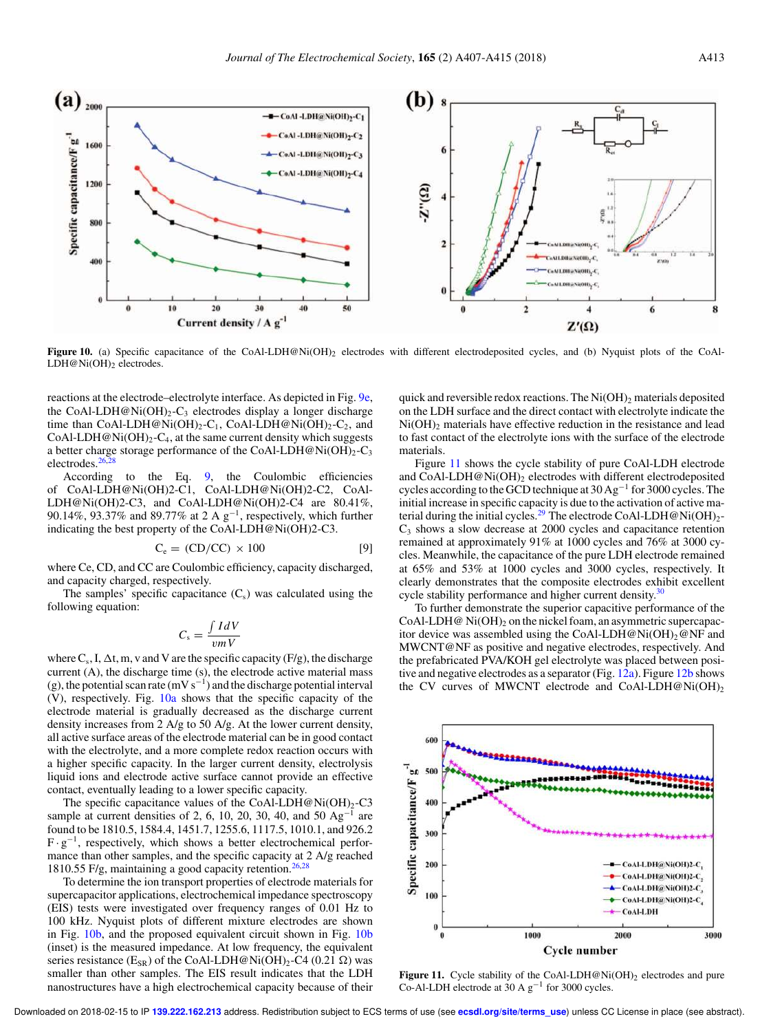Figure 10. (a) Specific capacitance of the CoAl-LDH@Ni$(OH)_2$ electrodes with different electrodeposited cycles, and (b) Nyquist plots of the CoAl-LDH@Ni$(OH)_2$ electrodes.

reactions at the electrode–electrolyte interface. As depicted in Fig. 9e, the CoAl-LDH@Ni$(OH)_2$-$C_3$ electrodes display a longer discharge time than CoAl-LDH@Ni$(OH)_2$-$C_1$, CoAl-LDH@Ni$(OH)_2$-$C_2$, and CoAl-LDH@Ni$(OH)_2$-$C_4$, at the same current density which suggests a better charge storage performance of the CoAl-LDH@Ni$(OH)_2$-$C_3$ electrodes.[26,28]

According to the Eq. 9, the Coulombic efficiencies of CoAl-LDH@Ni(OH)2-C1, CoAl-LDH@Ni(OH)2-C2, CoAl-LDH@Ni(OH)2-C3, and CoAl-LDH@Ni(OH)2-C4 are 80.41%, 90.14%, 93.37% and 89.77% at 2 A $g^{-1}$, respectively, which further indicating the best property of the CoAl-LDH@Ni(OH)2-C3.

$$C_e = (CD/CC) \times 100 \qquad [9]$$

where Ce, CD, and CC are Coulombic efficiency, capacity discharged, and capacity charged, respectively.

The samples' specific capacitance ($C_s$) was calculated using the following equation:

$$C_s = \frac{\int IdV}{vmV}$$

where $C_s$, I, $\Delta t$, m, v and V are the specific capacity (F/g), the discharge current (A), the discharge time (s), the electrode active material mass (g), the potential scan rate (mV $s^{-1}$) and the discharge potential interval (V), respectively. Fig. 10a shows that the specific capacity of the electrode material is gradually decreased as the discharge current density increases from 2 A/g to 50 A/g. At the lower current density, all active surface areas of the electrode material can be in good contact with the electrolyte, and a more complete redox reaction occurs with a higher specific capacity. In the larger current density, electrolysis liquid ions and electrode active surface cannot provide an effective contact, eventually leading to a lower specific capacity.

The specific capacitance values of the CoAl-LDH@Ni$(OH)_2$-C3 sample at current densities of 2, 6, 10, 20, 30, 40, and 50 A$g^{-1}$ are found to be 1810.5, 1584.4, 1451.7, 1255.6, 1117.5, 1010.1, and 926.2 F $\cdot$ $g^{-1}$, respectively, which shows a better electrochemical performance than other samples, and the specific capacity at 2 A/g reached 1810.55 F/g, maintaining a good capacity retention.[26,28]

To determine the ion transport properties of electrode materials for supercapacitor applications, electrochemical impedance spectroscopy (EIS) tests were investigated over frequency ranges of 0.01 Hz to 100 kHz. Nyquist plots of different mixture electrodes are shown in Fig. 10b, and the proposed equivalent circuit shown in Fig. 10b (inset) is the measured impedance. At low frequency, the equivalent series resistance ($E_{SR}$) of the CoAl-LDH@Ni$(OH)_2$-C4 (0.21 Ω) was smaller than other samples. The EIS result indicates that the LDH nanostructures have a high electrochemical capacity because of their quick and reversible redox reactions. The Ni$(OH)_2$ materials deposited on the LDH surface and the direct contact with electrolyte indicate the Ni$(OH)_2$ materials have effective reduction in the resistance and lead to fast contact of the electrolyte ions with the surface of the electrode materials.

Figure 11 shows the cycle stability of pure CoAl-LDH electrode and CoAl-LDH@Ni$(OH)_2$ electrodes with different electrodeposited cycles according to the GCD technique at 30 A$g^{-1}$ for 3000 cycles. The initial increase in specific capacity is due to the activation of active material during the initial cycles.[29] The electrode CoAl-LDH@Ni$(OH)_2$-$C_3$ shows a slow decrease at 2000 cycles and capacitance retention remained at approximately 91% at 1000 cycles and 76% at 3000 cycles. Meanwhile, the capacitance of the pure LDH electrode remained at 65% and 53% at 1000 cycles and 3000 cycles, respectively. It clearly demonstrates that the composite electrodes exhibit excellent cycle stability performance and higher current density.[30]

To further demonstrate the superior capacitive performance of the CoAl-LDH@ Ni$(OH)_2$ on the nickel foam, an asymmetric supercapacitor device was assembled using the CoAl-LDH@Ni$(OH)_2$@NF and MWCNT@NF as positive and negative electrodes, respectively. And the prefabricated PVA/KOH gel electrolyte was placed between positive and negative electrodes as a separator (Fig. 12a). Figure 12b shows the CV curves of MWCNT electrode and CoAl-LDH@Ni$(OH)_2$

Figure 11. Cycle stability of the CoAl-LDH@Ni$(OH)_2$ electrodes and pure Co-Al-LDH electrode at 30 A $g^{-1}$ for 3000 cycles.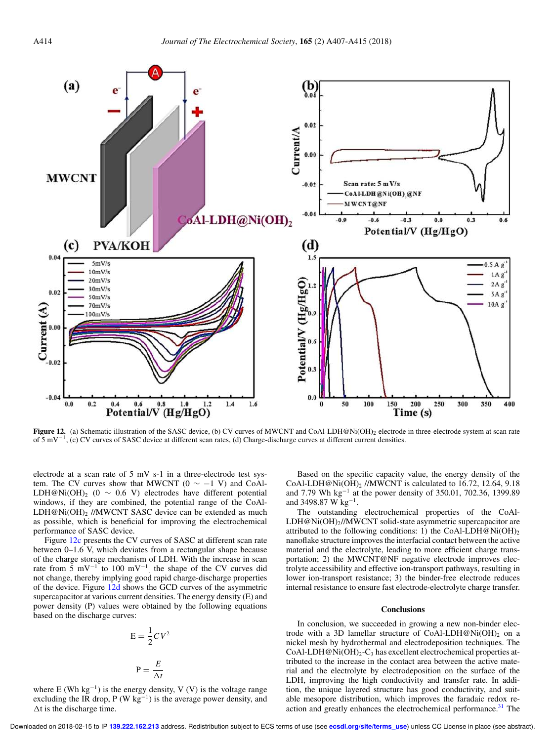Figure 12. (a) Schematic illustration of the SASC device, (b) CV curves of MWCNT and CoAl-LDH@Ni(OH)$_2$ electrode in three-electrode system at scan rate of 5 mV$^{-1}$, (c) CV curves of SASC device at different scan rates, (d) Charge-discharge curves at different current densities.

electrode at a scan rate of 5 mV s-1 in a three-electrode test system. The CV curves show that MWCNT (0 ∼ −1 V) and CoAl-LDH@Ni(OH)$_2$ (0 ∼ 0.6 V) electrodes have different potential windows, if they are combined, the potential range of the CoAl-LDH@Ni(OH)$_2$ //MWCNT SASC device can be extended as much as possible, which is beneficial for improving the electrochemical performance of SASC device.

Figure 12c presents the CV curves of SASC at different scan rate between 0–1.6 V, which deviates from a rectangular shape because of the charge storage mechanism of LDH. With the increase in scan rate from 5 mV$^{-1}$ to 100 mV$^{-1}$, the shape of the CV curves did not change, thereby implying good rapid charge-discharge properties of the device. Figure 12d shows the GCD curves of the asymmetric supercapacitor at various current densities. The energy density (E) and power density (P) values were obtained by the following equations based on the discharge curves:

$$E = \frac{1}{2}CV^2$$

$$P = \frac{E}{\Delta t}$$

where E (Wh kg$^{-1}$) is the energy density, V (V) is the voltage range excluding the IR drop, P (W kg$^{-1}$) is the average power density, and Δt is the discharge time.

Based on the specific capacity value, the energy density of the CoAl-LDH@Ni(OH)$_2$ //MWCNT is calculated to 16.72, 12.64, 9.18 and 7.79 Wh kg$^{-1}$ at the power density of 350.01, 702.36, 1399.89 and 3498.87 W kg$^{-1}$.

The outstanding electrochemical properties of the CoAl-LDH@Ni(OH)$_2$//MWCNT solid-state asymmetric supercapacitor are attributed to the following conditions: 1) the CoAl-LDH@Ni(OH)$_2$ nanoflake structure improves the interfacial contact between the active material and the electrolyte, leading to more efficient charge transportation; 2) the MWCNT@NF negative electrode improves electrolyte accessibility and effective ion-transport pathways, resulting in lower ion-transport resistance; 3) the binder-free electrode reduces internal resistance to ensure fast electrode-electrolyte charge transfer.

## Conclusions

In conclusion, we succeeded in growing a new non-binder electrode with a 3D lamellar structure of CoAl-LDH@Ni(OH)$_2$ on a nickel mesh by hydrothermal and electrodeposition techniques. The CoAl-LDH@Ni(OH)$_2$-C$_3$ has excellent electrochemical properties attributed to the increase in the contact area between the active material and the electrolyte by electrodeposition on the surface of the LDH, improving the high conductivity and transfer rate. In addition, the unique layered structure has good conductivity, and suitable mesopore distribution, which improves the faradaic redox reaction and greatly enhances the electrochemical performance.[31] The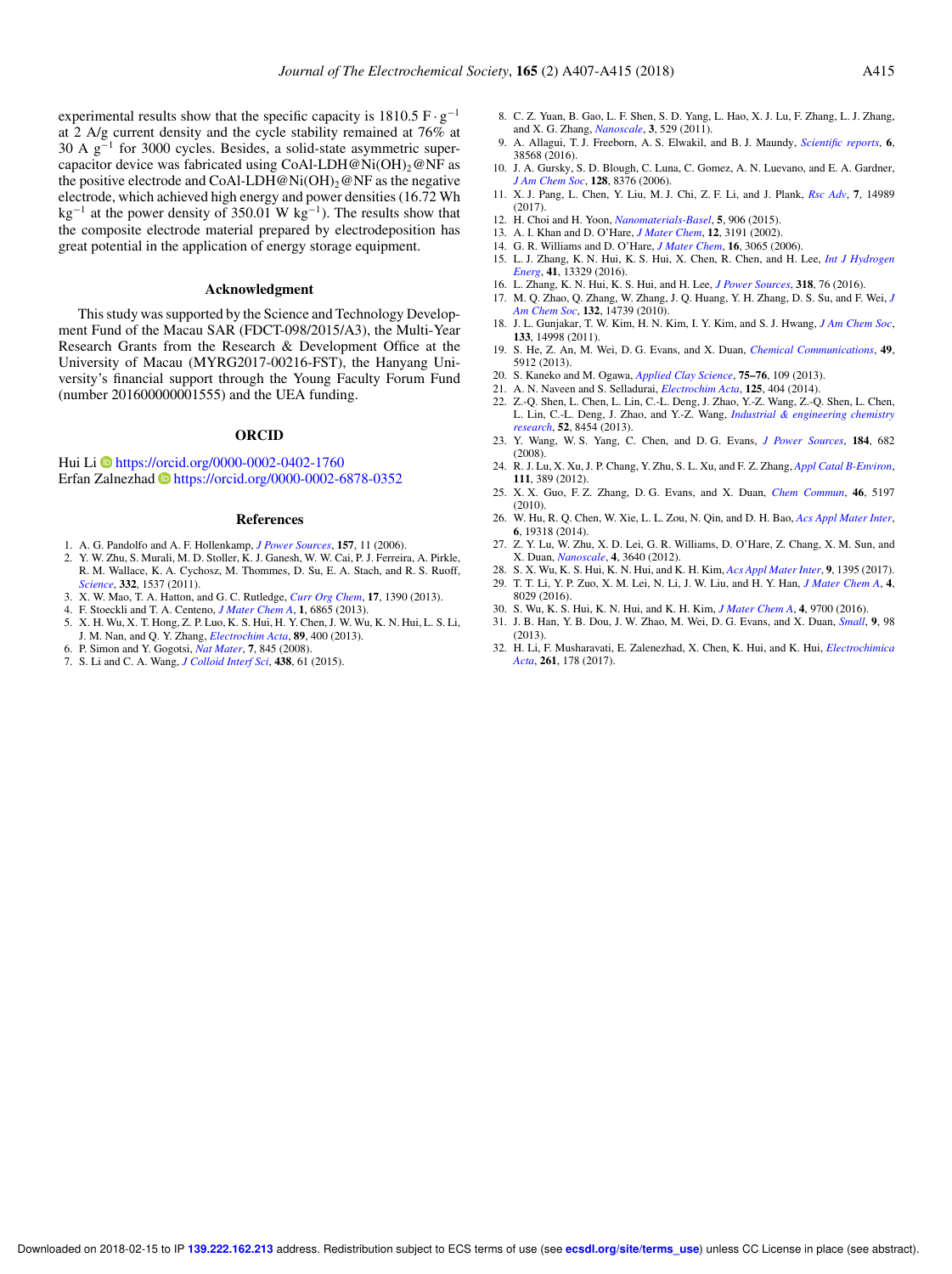experimental results show that the specific capacity is 1810.5 F $\cdot$ g$^{-1}$ at 2 A/g current density and the cycle stability remained at 76% at 30 A g$^{-1}$ for 3000 cycles. Besides, a solid-state asymmetric supercapacitor device was fabricated using CoAl-LDH@$Ni(OH)_2$@NF as the positive electrode and CoAl-LDH@$Ni(OH)_2$@NF as the negative electrode, which achieved high energy and power densities (16.72 Wh kg$^{-1}$ at the power density of 350.01 W kg$^{-1}$). The results show that the composite electrode material prepared by electrodeposition has great potential in the application of energy storage equipment.

## Acknowledgment

This study was supported by the Science and Technology Development Fund of the Macau SAR (FDCT-098/2015/A3), the Multi-Year Research Grants from the Research & Development Office at the University of Macau (MYRG2017-00216-FST), the Hanyang University's financial support through the Young Faculty Forum Fund (number 201600000001555) and the UEA funding.

## ORCID

Hui Li https://orcid.org/0000-0002-0402-1760
Erfan Zalnezhad https://orcid.org/0000-0002-6878-0352

## References

1. A. G. Pandolfo and A. F. Hollenkamp, *J Power Sources*, **157**, 11 (2006).
2. Y. W. Zhu, S. Murali, M. D. Stoller, K. J. Ganesh, W. W. Cai, P. J. Ferreira, A. Pirkle, R. M. Wallace, K. A. Cychosz, M. Thommes, D. Su, E. A. Stach, and R. S. Ruoff, *Science*, **332**, 1537 (2011).
3. X. W. Mao, T. A. Hatton, and G. C. Rutledge, *Curr Org Chem*, **17**, 1390 (2013).
4. F. Stoeckli and T. A. Centeno, *J Mater Chem A*, **1**, 6865 (2013).
5. X. H. Wu, X. T. Hong, Z. P. Luo, K. S. Hui, H. Y. Chen, J. W. Wu, K. N. Hui, L. S. Li, J. M. Nan, and Q. Y. Zhang, *Electrochim Acta*, **89**, 400 (2013).
6. P. Simon and Y. Gogotsi, *Nat Mater*, **7**, 845 (2008).
7. S. Li and C. A. Wang, *J Colloid Interf Sci*, **438**, 61 (2015).
8. C. Z. Yuan, B. Gao, L. F. Shen, S. D. Yang, L. Hao, X. J. Lu, F. Zhang, L. J. Zhang, and X. G. Zhang, *Nanoscale*, **3**, 529 (2011).
9. A. Allagui, T. J. Freeborn, A. S. Elwakil, and B. J. Maundy, *Scientific reports*, **6**, 38568 (2016).
10. J. A. Gursky, S. D. Blough, C. Luna, C. Gomez, A. N. Luevano, and E. A. Gardner, *J Am Chem Soc*, **128**, 8376 (2006).
11. X. J. Pang, L. Chen, Y. Liu, M. J. Chi, Z. F. Li, and J. Plank, *Rsc Adv*, **7**, 14989 (2017).
12. H. Choi and H. Yoon, *Nanomaterials-Basel*, **5**, 906 (2015).
13. A. I. Khan and D. O'Hare, *J Mater Chem*, **12**, 3191 (2002).
14. G. R. Williams and D. O'Hare, *J Mater Chem*, **16**, 3065 (2006).
15. L. J. Zhang, K. N. Hui, K. S. Hui, X. Chen, R. Chen, and H. Lee, *Int J Hydrogen Energ*, **41**, 13329 (2016).
16. L. Zhang, K. N. Hui, K. S. Hui, and H. Lee, *J Power Sources*, **318**, 76 (2016).
17. M. Q. Zhao, Q. Zhang, W. Zhang, J. Q. Huang, Y. H. Zhang, D. S. Su, and F. Wei, *J Am Chem Soc*, **132**, 14739 (2010).
18. J. L. Gunjakar, T. W. Kim, H. N. Kim, I. Y. Kim, and S. J. Hwang, *J Am Chem Soc*, **133**, 14998 (2011).
19. S. He, Z. An, M. Wei, D. G. Evans, and X. Duan, *Chemical Communications*, **49**, 5912 (2013).
20. S. Kaneko and M. Ogawa, *Applied Clay Science*, **75–76**, 109 (2013).
21. A. N. Naveen and S. Selladurai, *Electrochim Acta*, **125**, 404 (2014).
22. Z.-Q. Shen, L. Chen, L. Lin, C.-L. Deng, J. Zhao, Y.-Z. Wang, Z.-Q. Shen, L. Chen, L. Lin, C.-L. Deng, J. Zhao, and Y.-Z. Wang, *Industrial & engineering chemistry research*, **52**, 8454 (2013).
23. Y. Wang, W. S. Yang, C. Chen, and D. G. Evans, *J Power Sources*, **184**, 682 (2008).
24. R. J. Lu, X. Xu, J. P. Chang, Y. Zhu, S. L. Xu, and F. Z. Zhang, *Appl Catal B-Environ*, **111**, 389 (2012).
25. X. X. Guo, F. Z. Zhang, D. G. Evans, and X. Duan, *Chem Commun*, **46**, 5197 (2010).
26. W. Hu, R. Q. Chen, W. Xie, L. L. Zou, N. Qin, and D. H. Bao, *Acs Appl Mater Inter*, **6**, 19318 (2014).
27. Z. Y. Lu, W. Zhu, X. D. Lei, G. R. Williams, D. O'Hare, Z. Chang, X. M. Sun, and X. Duan, *Nanoscale*, **4**, 3640 (2012).
28. S. X. Wu, K. S. Hui, K. N. Hui, and K. H. Kim, *Acs Appl Mater Inter*, **9**, 1395 (2017).
29. T. T. Li, Y. P. Zuo, X. M. Lei, N. Li, J. W. Liu, and H. Y. Han, *J Mater Chem A*, **4**, 8029 (2016).
30. S. Wu, K. S. Hui, K. N. Hui, and K. H. Kim, *J Mater Chem A*, **4**, 9700 (2016).
31. J. B. Han, Y. B. Dou, J. W. Zhao, M. Wei, D. G. Evans, and X. Duan, *Small*, **9**, 98 (2013).
32. H. Li, F. Musharavati, E. Zalenezhad, X. Chen, K. Hui, and K. Hui, *Electrochimica Acta*, **261**, 178 (2017).